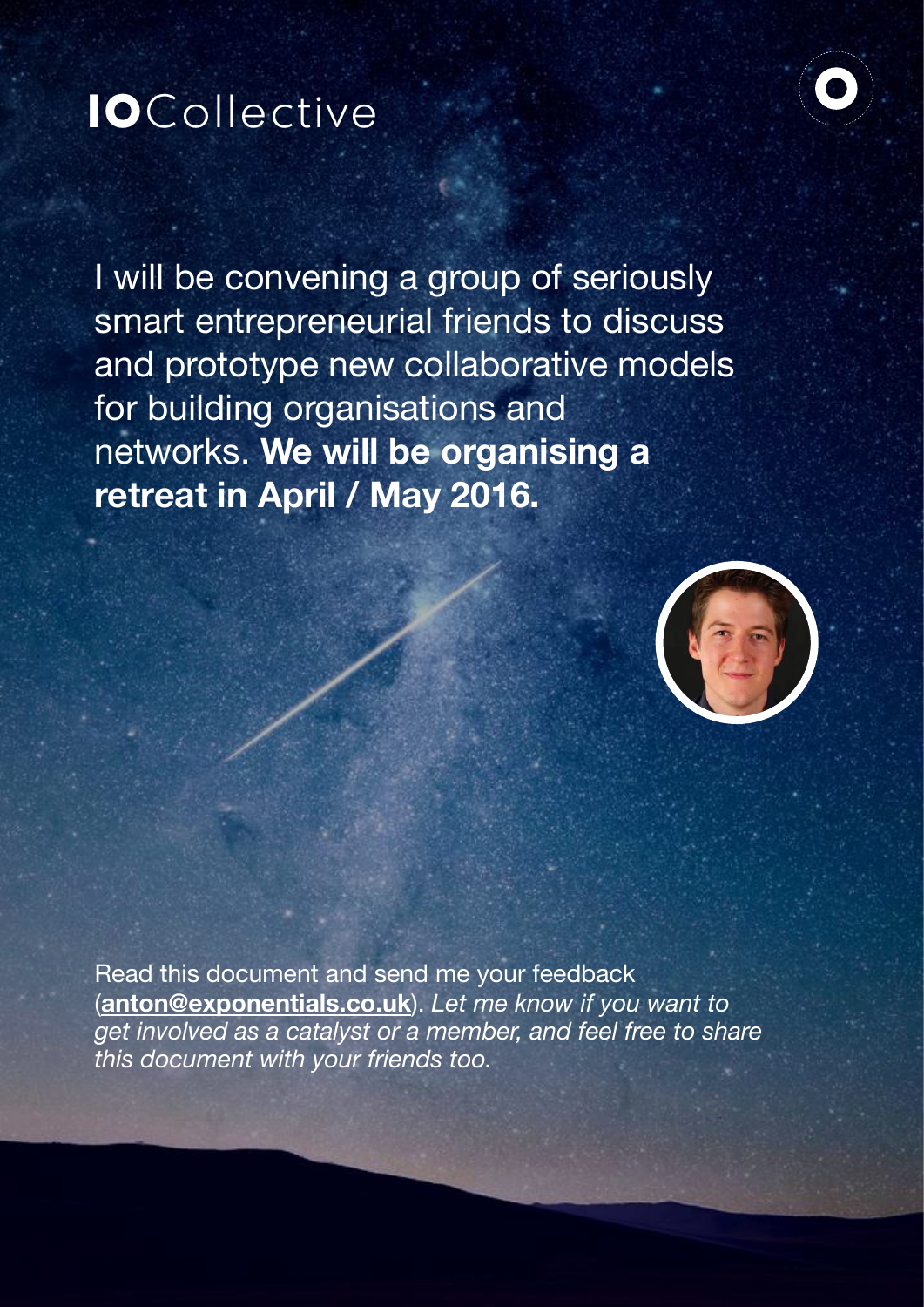# IOCollective

I will be convening a group of seriously smart entrepreneurial friends to discuss and prototype new collaborative models for building organisations and networks. **We will be organising a retreat in April / May 2016.**

Read this document and send me your feedback (**anton@exponentials.co.uk**). *Let me know if you want to get involved as a catalyst or a member, and feel free to share this document with your friends too.*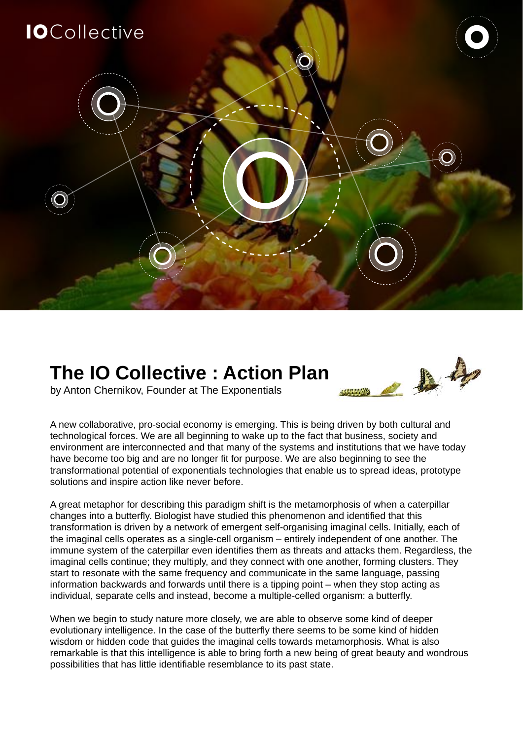# The IO Collective : Action Plan

by Anton Chernikov, Founder at The Exponentials

A new collaborative, pro-social economy is emerging. This is being driven by both cultural and technological forces. We are all beginning to wake up to the fact that business, society and environment are interconnected and that many of the systems and institutions that we have today have become too big and are no longer fit for purpose. We are also beginning to see the transformational potential of exponentials technologies that enable us to spread ideas, prototype solutions and inspire action like never before.

A great metaphor for describing this paradigm shift is the metamorphosis of when a caterpillar changes into a butterfly. Biologist have studied this phenomenon and identified that this transformation is driven by a network of emergent self-organising imaginal cells. Initially, each of the imaginal cells operates as a single-cell organism – entirely independent of one another. The immune system of the caterpillar even identifies them as threats and attacks them. Regardless, the imaginal cells continue; they multiply, and they connect with one another, forming clusters. They start to resonate with the same frequency and communicate in the same language, passing information backwards and forwards until there is a tipping point – when they stop acting as individual, separate cells and instead, become a multiple-celled organism: a butterfly.

When we begin to study nature more closely, we are able to observe some kind of deeper evolutionary intelligence. In the case of the butterfly there seems to be some kind of hidden wisdom or hidden code that guides the imaginal cells towards metamorphosis. What is also remarkable is that this intelligence is able to bring forth a new being of great beauty and wondrous possibilities that has little identifiable resemblance to its past state.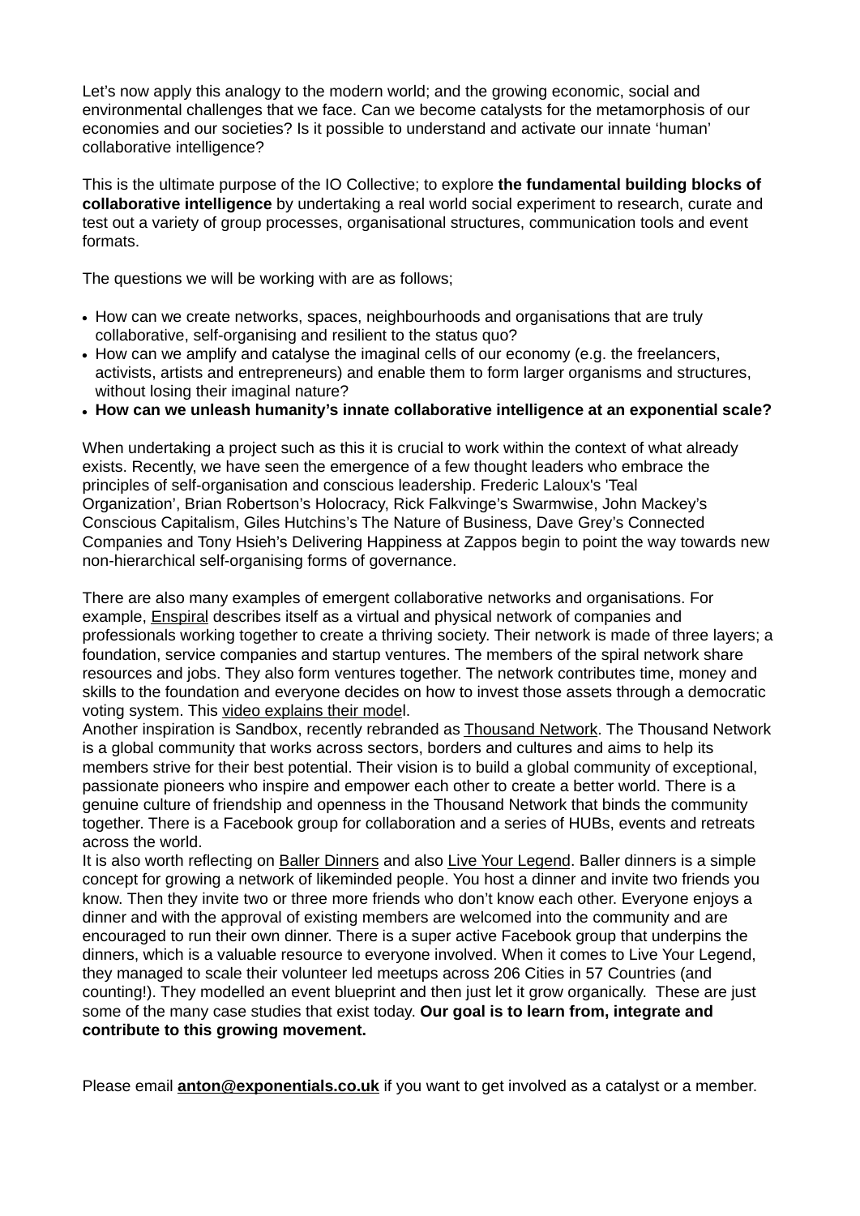Let's now apply this analogy to the modern world; and the growing economic, social and environmental challenges that we face. Can we become catalysts for the metamorphosis of our economies and our societies? Is it possible to understand and activate our innate 'human' collaborative intelligence?

This is the ultimate purpose of the IO Collective; to explore **the fundamental building blocks of collaborative intelligence** by undertaking a real world social experiment to research, curate and test out a variety of group processes, organisational structures, communication tools and event formats.

The questions we will be working with are as follows;

- How can we create networks, spaces, neighbourhoods and organisations that are truly collaborative, self-organising and resilient to the status quo?
- How can we amplify and catalyse the imaginal cells of our economy (e.g. the freelancers, activists, artists and entrepreneurs) and enable them to form larger organisms and structures, without losing their imaginal nature?
- **How can we unleash humanity's innate collaborative intelligence at an exponential scale?**

When undertaking a project such as this it is crucial to work within the context of what already exists. Recently, we have seen the emergence of a few thought leaders who embrace the principles of self-organisation and conscious leadership. Frederic Laloux's 'Teal Organization', Brian Robertson's Holocracy, Rick Falkvinge's Swarmwise, John Mackey's Conscious Capitalism, Giles Hutchins's The Nature of Business, Dave Grey's Connected Companies and Tony Hsieh's Delivering Happiness at Zappos begin to point the way towards new non-hierarchical self-organising forms of governance.

There are also many examples of emergent collaborative networks and organisations. For example, Enspiral describes itself as a virtual and physical network of companies and professionals working together to create a thriving society. Their network is made of three layers; a foundation, service companies and startup ventures. The members of the spiral network share resources and jobs. They also form ventures together. The network contributes time, money and skills to the foundation and everyone decides on how to invest those assets through a democratic voting system. This video explains their model.
Another inspiration is Sandbox, recently rebranded as Thousand Network. The Thousand Network is a global community that works across sectors, borders and cultures and aims to help its members strive for their best potential. Their vision is to build a global community of exceptional, passionate pioneers who inspire and empower each other to create a better world. There is a genuine culture of friendship and openness in the Thousand Network that binds the community together. There is a Facebook group for collaboration and a series of HUBs, events and retreats across the world.
It is also worth reflecting on Baller Dinners and also Live Your Legend. Baller dinners is a simple concept for growing a network of likeminded people. You host a dinner and invite two friends you know. Then they invite two or three more friends who don't know each other. Everyone enjoys a dinner and with the approval of existing members are welcomed into the community and are encouraged to run their own dinner. There is a super active Facebook group that underpins the dinners, which is a valuable resource to everyone involved. When it comes to Live Your Legend, they managed to scale their volunteer led meetups across 206 Cities in 57 Countries (and counting!). They modelled an event blueprint and then just let it grow organically. These are just some of the many case studies that exist today. **Our goal is to learn from, integrate and contribute to this growing movement.**

Please email **anton@exponentials.co.uk** if you want to get involved as a catalyst or a member.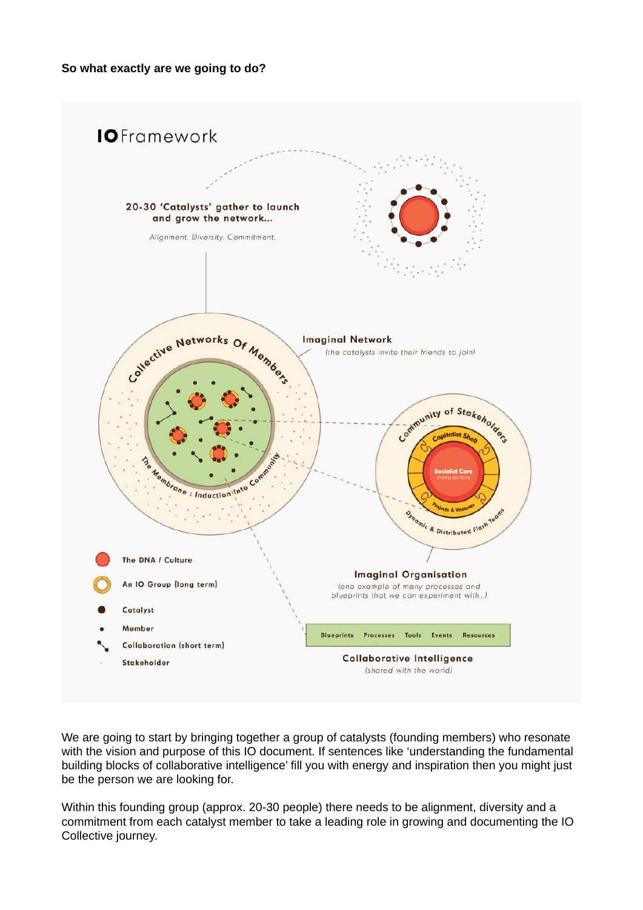**So what exactly are we going to do?**

**IO** Framework

20-30 'Catalysts' gather to launch and grow the network...

*Alignment. Diversity. Commitment.*

Collective Networks Of Members

The Membrane : Induction Into Community

Imaginal Network

*(the catalysts invite their friends to join)*

Community of Stakeholders

Capitalist Shell

Socialist Core

sharing economy

Projects & Ventures

Dynamic & Distributed Flash Teams

Imaginal Organisation

*(one example of many processes and blueprints that we can experiment with...)*

| Blueprints | Processes | Tools | Events | Resources |
|---|---|---|---|---|

Collaborative Intelligence

*(shared with the world)*

- The DNA / Culture
- An IO Group (long term)
- Catalyst
- Member
- Collaboration (short term)
- Stakeholder

We are going to start by bringing together a group of catalysts (founding members) who resonate with the vision and purpose of this IO document. If sentences like 'understanding the fundamental building blocks of collaborative intelligence' fill you with energy and inspiration then you might just be the person we are looking for.

Within this founding group (approx. 20-30 people) there needs to be alignment, diversity and a commitment from each catalyst member to take a leading role in growing and documenting the IO Collective journey.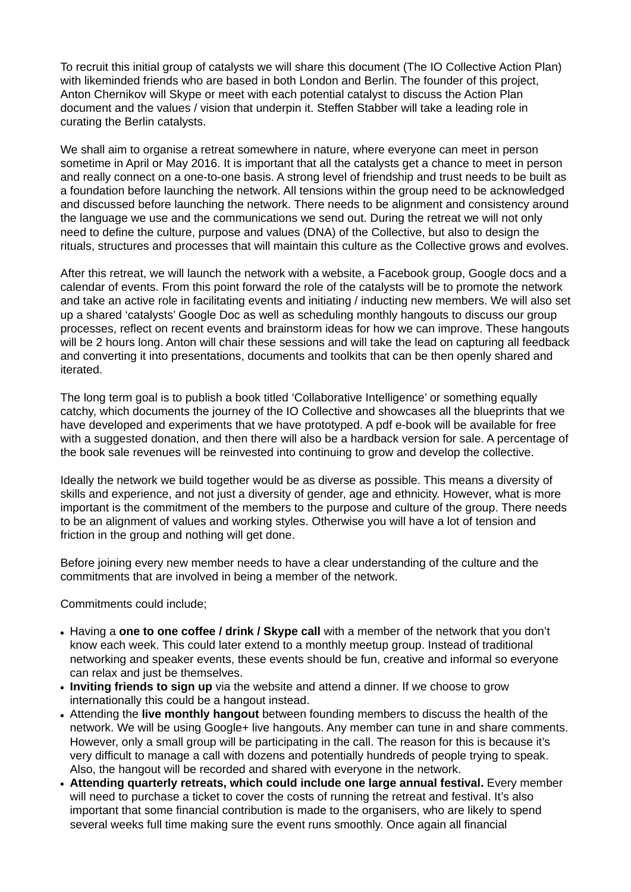To recruit this initial group of catalysts we will share this document (The IO Collective Action Plan) with likeminded friends who are based in both London and Berlin. The founder of this project, Anton Chernikov will Skype or meet with each potential catalyst to discuss the Action Plan document and the values / vision that underpin it. Steffen Stabber will take a leading role in curating the Berlin catalysts.

We shall aim to organise a retreat somewhere in nature, where everyone can meet in person sometime in April or May 2016. It is important that all the catalysts get a chance to meet in person and really connect on a one-to-one basis. A strong level of friendship and trust needs to be built as a foundation before launching the network. All tensions within the group need to be acknowledged and discussed before launching the network. There needs to be alignment and consistency around the language we use and the communications we send out. During the retreat we will not only need to define the culture, purpose and values (DNA) of the Collective, but also to design the rituals, structures and processes that will maintain this culture as the Collective grows and evolves.

After this retreat, we will launch the network with a website, a Facebook group, Google docs and a calendar of events. From this point forward the role of the catalysts will be to promote the network and take an active role in facilitating events and initiating / inducting new members. We will also set up a shared 'catalysts' Google Doc as well as scheduling monthly hangouts to discuss our group processes, reflect on recent events and brainstorm ideas for how we can improve. These hangouts will be 2 hours long. Anton will chair these sessions and will take the lead on capturing all feedback and converting it into presentations, documents and toolkits that can be then openly shared and iterated.

The long term goal is to publish a book titled 'Collaborative Intelligence' or something equally catchy, which documents the journey of the IO Collective and showcases all the blueprints that we have developed and experiments that we have prototyped. A pdf e-book will be available for free with a suggested donation, and then there will also be a hardback version for sale. A percentage of the book sale revenues will be reinvested into continuing to grow and develop the collective.

Ideally the network we build together would be as diverse as possible. This means a diversity of skills and experience, and not just a diversity of gender, age and ethnicity. However, what is more important is the commitment of the members to the purpose and culture of the group. There needs to be an alignment of values and working styles. Otherwise you will have a lot of tension and friction in the group and nothing will get done.

Before joining every new member needs to have a clear understanding of the culture and the commitments that are involved in being a member of the network.

Commitments could include;

- Having a **one to one coffee / drink / Skype call** with a member of the network that you don't know each week. This could later extend to a monthly meetup group. Instead of traditional networking and speaker events, these events should be fun, creative and informal so everyone can relax and just be themselves.
- **Inviting friends to sign up** via the website and attend a dinner. If we choose to grow internationally this could be a hangout instead.
- Attending the **live monthly hangout** between founding members to discuss the health of the network. We will be using Google+ live hangouts. Any member can tune in and share comments. However, only a small group will be participating in the call. The reason for this is because it's very difficult to manage a call with dozens and potentially hundreds of people trying to speak. Also, the hangout will be recorded and shared with everyone in the network.
- **Attending quarterly retreats, which could include one large annual festival.** Every member will need to purchase a ticket to cover the costs of running the retreat and festival. It's also important that some financial contribution is made to the organisers, who are likely to spend several weeks full time making sure the event runs smoothly. Once again all financial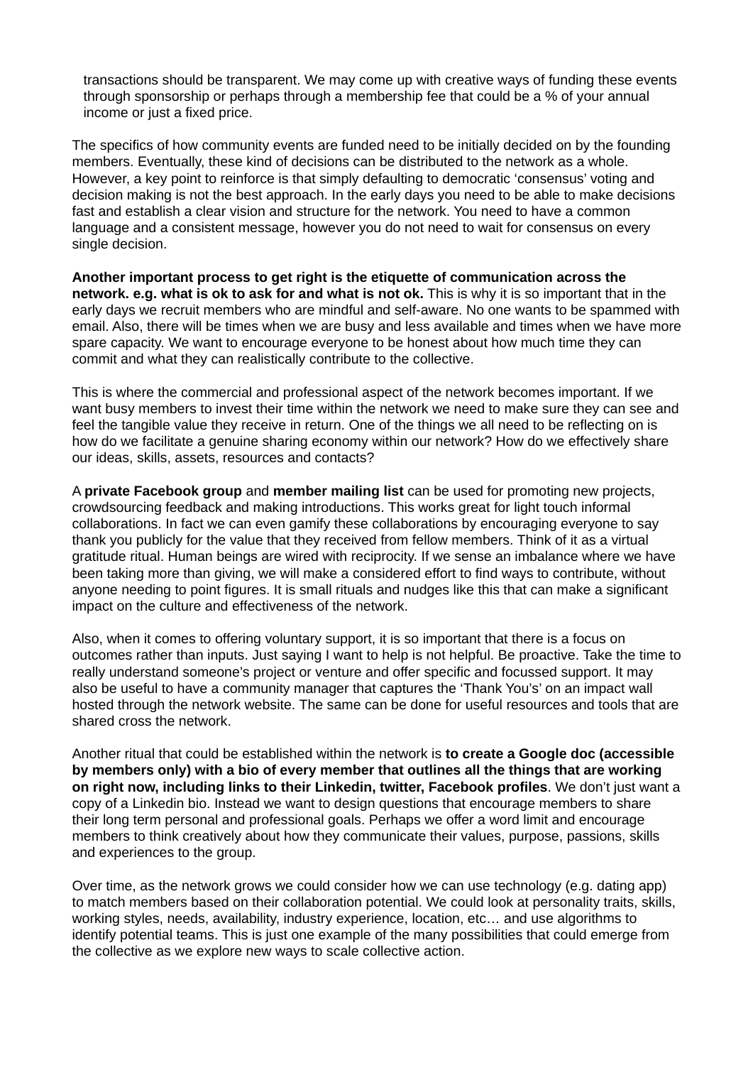transactions should be transparent. We may come up with creative ways of funding these events through sponsorship or perhaps through a membership fee that could be a % of your annual income or just a fixed price.

The specifics of how community events are funded need to be initially decided on by the founding members. Eventually, these kind of decisions can be distributed to the network as a whole. However, a key point to reinforce is that simply defaulting to democratic 'consensus' voting and decision making is not the best approach. In the early days you need to be able to make decisions fast and establish a clear vision and structure for the network. You need to have a common language and a consistent message, however you do not need to wait for consensus on every single decision.

**Another important process to get right is the etiquette of communication across the network. e.g. what is ok to ask for and what is not ok.** This is why it is so important that in the early days we recruit members who are mindful and self-aware. No one wants to be spammed with email. Also, there will be times when we are busy and less available and times when we have more spare capacity. We want to encourage everyone to be honest about how much time they can commit and what they can realistically contribute to the collective.

This is where the commercial and professional aspect of the network becomes important. If we want busy members to invest their time within the network we need to make sure they can see and feel the tangible value they receive in return. One of the things we all need to be reflecting on is how do we facilitate a genuine sharing economy within our network? How do we effectively share our ideas, skills, assets, resources and contacts?

A **private Facebook group** and **member mailing list** can be used for promoting new projects, crowdsourcing feedback and making introductions. This works great for light touch informal collaborations. In fact we can even gamify these collaborations by encouraging everyone to say thank you publicly for the value that they received from fellow members. Think of it as a virtual gratitude ritual. Human beings are wired with reciprocity. If we sense an imbalance where we have been taking more than giving, we will make a considered effort to find ways to contribute, without anyone needing to point figures. It is small rituals and nudges like this that can make a significant impact on the culture and effectiveness of the network.

Also, when it comes to offering voluntary support, it is so important that there is a focus on outcomes rather than inputs. Just saying I want to help is not helpful. Be proactive. Take the time to really understand someone's project or venture and offer specific and focussed support. It may also be useful to have a community manager that captures the 'Thank You's' on an impact wall hosted through the network website. The same can be done for useful resources and tools that are shared cross the network.

Another ritual that could be established within the network is **to create a Google doc (accessible by members only) with a bio of every member that outlines all the things that are working on right now, including links to their Linkedin, twitter, Facebook profiles**. We don't just want a copy of a Linkedin bio. Instead we want to design questions that encourage members to share their long term personal and professional goals. Perhaps we offer a word limit and encourage members to think creatively about how they communicate their values, purpose, passions, skills and experiences to the group.

Over time, as the network grows we could consider how we can use technology (e.g. dating app) to match members based on their collaboration potential. We could look at personality traits, skills, working styles, needs, availability, industry experience, location, etc… and use algorithms to identify potential teams. This is just one example of the many possibilities that could emerge from the collective as we explore new ways to scale collective action.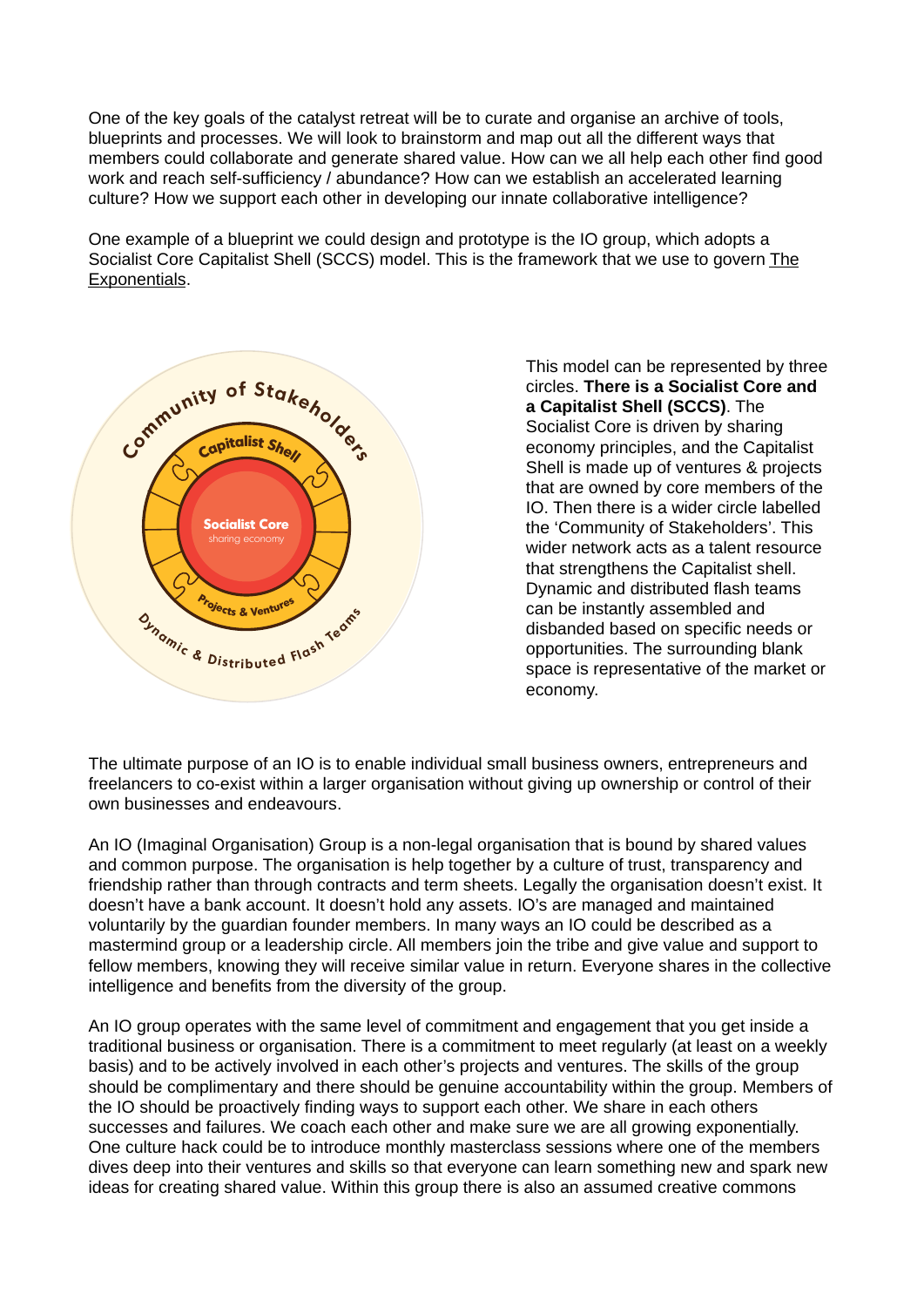One of the key goals of the catalyst retreat will be to curate and organise an archive of tools, blueprints and processes. We will look to brainstorm and map out all the different ways that members could collaborate and generate shared value. How can we all help each other find good work and reach self-sufficiency / abundance? How can we establish an accelerated learning culture? How we support each other in developing our innate collaborative intelligence?

One example of a blueprint we could design and prototype is the IO group, which adopts a Socialist Core Capitalist Shell (SCCS) model. This is the framework that we use to govern The Exponentials.

Community of Stakeholders

Capitalist Shell

Socialist Core
sharing economy

Projects & Ventures

Dynamic & Distributed Flash Teams

This model can be represented by three circles. **There is a Socialist Core and a Capitalist Shell (SCCS)**. The Socialist Core is driven by sharing economy principles, and the Capitalist Shell is made up of ventures & projects that are owned by core members of the IO. Then there is a wider circle labelled the 'Community of Stakeholders'. This wider network acts as a talent resource that strengthens the Capitalist shell. Dynamic and distributed flash teams can be instantly assembled and disbanded based on specific needs or opportunities. The surrounding blank space is representative of the market or economy.

The ultimate purpose of an IO is to enable individual small business owners, entrepreneurs and freelancers to co-exist within a larger organisation without giving up ownership or control of their own businesses and endeavours.

An IO (Imaginal Organisation) Group is a non-legal organisation that is bound by shared values and common purpose. The organisation is help together by a culture of trust, transparency and friendship rather than through contracts and term sheets. Legally the organisation doesn't exist. It doesn't have a bank account. It doesn't hold any assets. IO's are managed and maintained voluntarily by the guardian founder members. In many ways an IO could be described as a mastermind group or a leadership circle. All members join the tribe and give value and support to fellow members, knowing they will receive similar value in return. Everyone shares in the collective intelligence and benefits from the diversity of the group.

An IO group operates with the same level of commitment and engagement that you get inside a traditional business or organisation. There is a commitment to meet regularly (at least on a weekly basis) and to be actively involved in each other's projects and ventures. The skills of the group should be complimentary and there should be genuine accountability within the group. Members of the IO should be proactively finding ways to support each other. We share in each others successes and failures. We coach each other and make sure we are all growing exponentially. One culture hack could be to introduce monthly masterclass sessions where one of the members dives deep into their ventures and skills so that everyone can learn something new and spark new ideas for creating shared value. Within this group there is also an assumed creative commons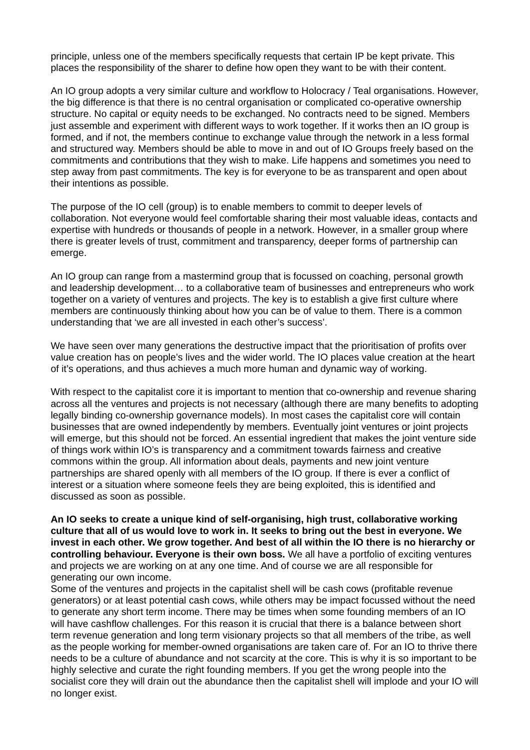principle, unless one of the members specifically requests that certain IP be kept private. This places the responsibility of the sharer to define how open they want to be with their content.

An IO group adopts a very similar culture and workflow to Holocracy / Teal organisations. However, the big difference is that there is no central organisation or complicated co-operative ownership structure. No capital or equity needs to be exchanged. No contracts need to be signed. Members just assemble and experiment with different ways to work together. If it works then an IO group is formed, and if not, the members continue to exchange value through the network in a less formal and structured way. Members should be able to move in and out of IO Groups freely based on the commitments and contributions that they wish to make. Life happens and sometimes you need to step away from past commitments. The key is for everyone to be as transparent and open about their intentions as possible.

The purpose of the IO cell (group) is to enable members to commit to deeper levels of collaboration. Not everyone would feel comfortable sharing their most valuable ideas, contacts and expertise with hundreds or thousands of people in a network. However, in a smaller group where there is greater levels of trust, commitment and transparency, deeper forms of partnership can emerge.

An IO group can range from a mastermind group that is focussed on coaching, personal growth and leadership development… to a collaborative team of businesses and entrepreneurs who work together on a variety of ventures and projects. The key is to establish a give first culture where members are continuously thinking about how you can be of value to them. There is a common understanding that 'we are all invested in each other's success'.

We have seen over many generations the destructive impact that the prioritisation of profits over value creation has on people's lives and the wider world. The IO places value creation at the heart of it's operations, and thus achieves a much more human and dynamic way of working.

With respect to the capitalist core it is important to mention that co-ownership and revenue sharing across all the ventures and projects is not necessary (although there are many benefits to adopting legally binding co-ownership governance models). In most cases the capitalist core will contain businesses that are owned independently by members. Eventually joint ventures or joint projects will emerge, but this should not be forced. An essential ingredient that makes the joint venture side of things work within IO's is transparency and a commitment towards fairness and creative commons within the group. All information about deals, payments and new joint venture partnerships are shared openly with all members of the IO group. If there is ever a conflict of interest or a situation where someone feels they are being exploited, this is identified and discussed as soon as possible.

**An IO seeks to create a unique kind of self-organising, high trust, collaborative working culture that all of us would love to work in. It seeks to bring out the best in everyone. We invest in each other. We grow together. And best of all within the IO there is no hierarchy or controlling behaviour. Everyone is their own boss.** We all have a portfolio of exciting ventures and projects we are working on at any one time. And of course we are all responsible for generating our own income.
Some of the ventures and projects in the capitalist shell will be cash cows (profitable revenue generators) or at least potential cash cows, while others may be impact focussed without the need to generate any short term income. There may be times when some founding members of an IO will have cashflow challenges. For this reason it is crucial that there is a balance between short term revenue generation and long term visionary projects so that all members of the tribe, as well as the people working for member-owned organisations are taken care of. For an IO to thrive there needs to be a culture of abundance and not scarcity at the core. This is why it is so important to be highly selective and curate the right founding members. If you get the wrong people into the socialist core they will drain out the abundance then the capitalist shell will implode and your IO will no longer exist.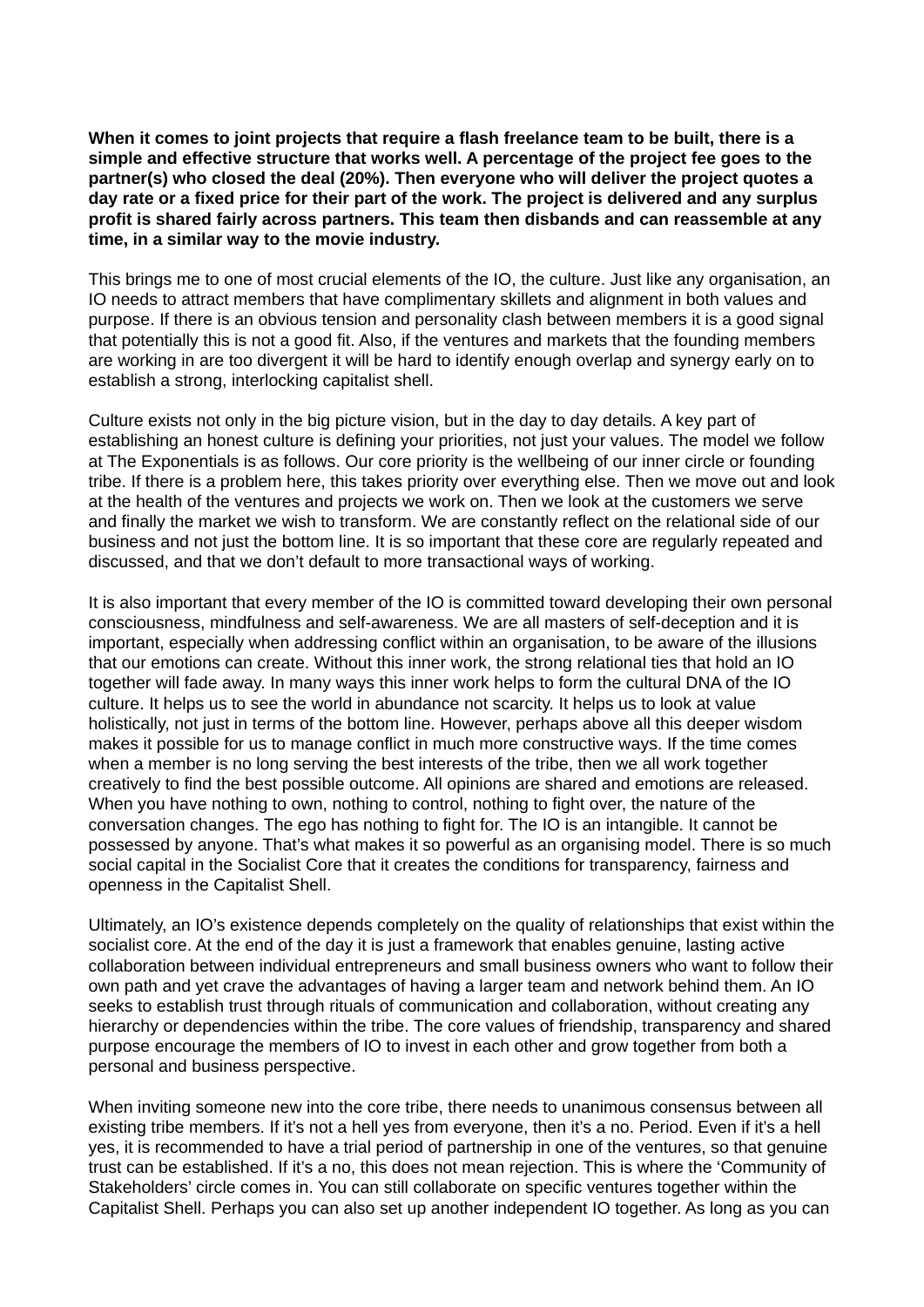**When it comes to joint projects that require a flash freelance team to be built, there is a simple and effective structure that works well. A percentage of the project fee goes to the partner(s) who closed the deal (20%). Then everyone who will deliver the project quotes a day rate or a fixed price for their part of the work. The project is delivered and any surplus profit is shared fairly across partners. This team then disbands and can reassemble at any time, in a similar way to the movie industry.**

This brings me to one of most crucial elements of the IO, the culture. Just like any organisation, an IO needs to attract members that have complimentary skillets and alignment in both values and purpose. If there is an obvious tension and personality clash between members it is a good signal that potentially this is not a good fit. Also, if the ventures and markets that the founding members are working in are too divergent it will be hard to identify enough overlap and synergy early on to establish a strong, interlocking capitalist shell.

Culture exists not only in the big picture vision, but in the day to day details. A key part of establishing an honest culture is defining your priorities, not just your values. The model we follow at The Exponentials is as follows. Our core priority is the wellbeing of our inner circle or founding tribe. If there is a problem here, this takes priority over everything else. Then we move out and look at the health of the ventures and projects we work on. Then we look at the customers we serve and finally the market we wish to transform. We are constantly reflect on the relational side of our business and not just the bottom line. It is so important that these core are regularly repeated and discussed, and that we don't default to more transactional ways of working.

It is also important that every member of the IO is committed toward developing their own personal consciousness, mindfulness and self-awareness. We are all masters of self-deception and it is important, especially when addressing conflict within an organisation, to be aware of the illusions that our emotions can create. Without this inner work, the strong relational ties that hold an IO together will fade away. In many ways this inner work helps to form the cultural DNA of the IO culture. It helps us to see the world in abundance not scarcity. It helps us to look at value holistically, not just in terms of the bottom line. However, perhaps above all this deeper wisdom makes it possible for us to manage conflict in much more constructive ways. If the time comes when a member is no longer serving the best interests of the tribe, then we all work together creatively to find the best possible outcome. All opinions are shared and emotions are released. When you have nothing to own, nothing to control, nothing to fight over, the nature of the conversation changes. The ego has nothing to fight for. The IO is an intangible. It cannot be possessed by anyone. That's what makes it so powerful as an organising model. There is so much social capital in the Socialist Core that it creates the conditions for transparency, fairness and openness in the Capitalist Shell.

Ultimately, an IO's existence depends completely on the quality of relationships that exist within the socialist core. At the end of the day it is just a framework that enables genuine, lasting active collaboration between individual entrepreneurs and small business owners who want to follow their own path and yet crave the advantages of having a larger team and network behind them. An IO seeks to establish trust through rituals of communication and collaboration, without creating any hierarchy or dependencies within the tribe. The core values of friendship, transparency and shared purpose encourage the members of IO to invest in each other and grow together from both a personal and business perspective.

When inviting someone new into the core tribe, there needs to unanimous consensus between all existing tribe members. If it's not a hell yes from everyone, then it's a no. Period. Even if it's a hell yes, it is recommended to have a trial period of partnership in one of the ventures, so that genuine trust can be established. If it's a no, this does not mean rejection. This is where the 'Community of Stakeholders' circle comes in. You can still collaborate on specific ventures together within the Capitalist Shell. Perhaps you can also set up another independent IO together. As long as you can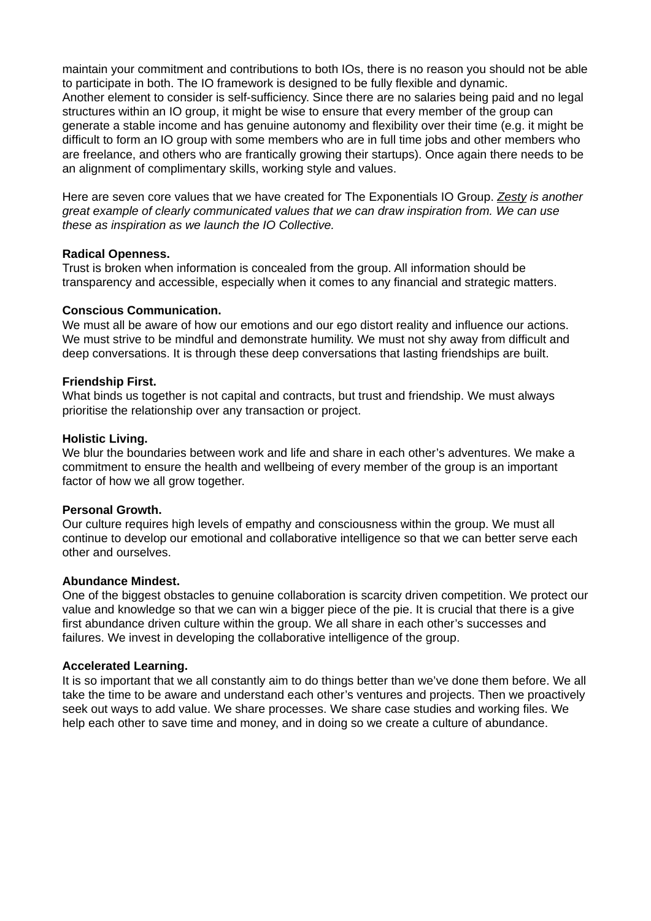maintain your commitment and contributions to both IOs, there is no reason you should not be able to participate in both. The IO framework is designed to be fully flexible and dynamic.
Another element to consider is self-sufficiency. Since there are no salaries being paid and no legal structures within an IO group, it might be wise to ensure that every member of the group can generate a stable income and has genuine autonomy and flexibility over their time (e.g. it might be difficult to form an IO group with some members who are in full time jobs and other members who are freelance, and others who are frantically growing their startups). Once again there needs to be an alignment of complimentary skills, working style and values.

Here are seven core values that we have created for The Exponentials IO Group. *Zesty is another great example of clearly communicated values that we can draw inspiration from. We can use these as inspiration as we launch the IO Collective.*

**Radical Openness.**
Trust is broken when information is concealed from the group. All information should be transparency and accessible, especially when it comes to any financial and strategic matters.

**Conscious Communication.**
We must all be aware of how our emotions and our ego distort reality and influence our actions. We must strive to be mindful and demonstrate humility. We must not shy away from difficult and deep conversations. It is through these deep conversations that lasting friendships are built.

**Friendship First.**
What binds us together is not capital and contracts, but trust and friendship. We must always prioritise the relationship over any transaction or project.

**Holistic Living.**
We blur the boundaries between work and life and share in each other's adventures. We make a commitment to ensure the health and wellbeing of every member of the group is an important factor of how we all grow together.

**Personal Growth.**
Our culture requires high levels of empathy and consciousness within the group. We must all continue to develop our emotional and collaborative intelligence so that we can better serve each other and ourselves.

**Abundance Mindest.**
One of the biggest obstacles to genuine collaboration is scarcity driven competition. We protect our value and knowledge so that we can win a bigger piece of the pie. It is crucial that there is a give first abundance driven culture within the group. We all share in each other's successes and failures. We invest in developing the collaborative intelligence of the group.

**Accelerated Learning.**
It is so important that we all constantly aim to do things better than we've done them before. We all take the time to be aware and understand each other's ventures and projects. Then we proactively seek out ways to add value. We share processes. We share case studies and working files. We help each other to save time and money, and in doing so we create a culture of abundance.